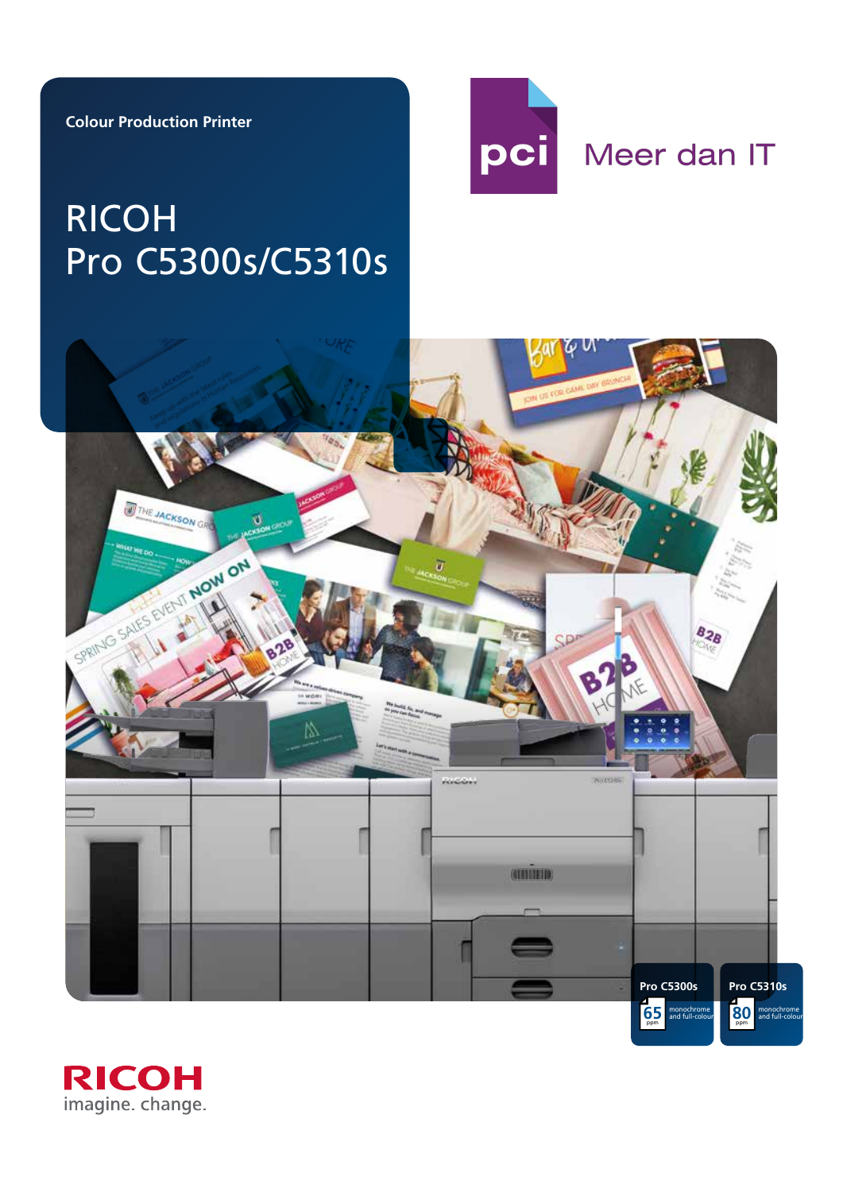Colour Production Printer

# RICOH Pro C5300s/C5310s

pci Meer dan IT

**Pro C5300s**
65 ppm monochrome and full-colour

**Pro C5310s**
80 ppm monochrome and full-colour

RICOH
imagine. change.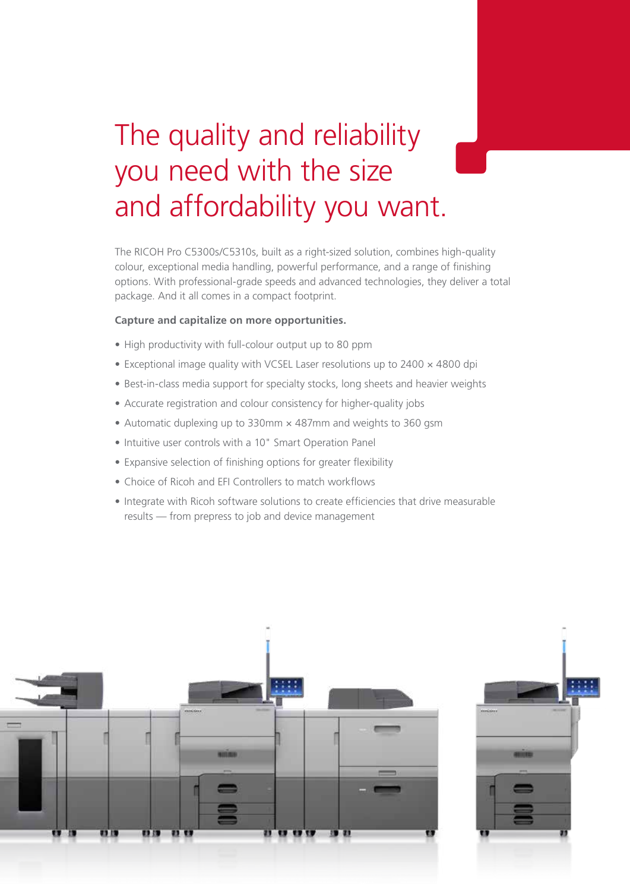# The quality and reliability you need with the size and affordability you want.

The RICOH Pro C5300s/C5310s, built as a right-sized solution, combines high-quality colour, exceptional media handling, powerful performance, and a range of finishing options. With professional-grade speeds and advanced technologies, they deliver a total package. And it all comes in a compact footprint.

**Capture and capitalize on more opportunities.**

- High productivity with full-colour output up to 80 ppm
- Exceptional image quality with VCSEL Laser resolutions up to 2400 × 4800 dpi
- Best-in-class media support for specialty stocks, long sheets and heavier weights
- Accurate registration and colour consistency for higher-quality jobs
- Automatic duplexing up to 330mm × 487mm and weights to 360 gsm
- Intuitive user controls with a 10" Smart Operation Panel
- Expansive selection of finishing options for greater flexibility
- Choice of Ricoh and EFI Controllers to match workflows
- Integrate with Ricoh software solutions to create efficiencies that drive measurable results — from prepress to job and device management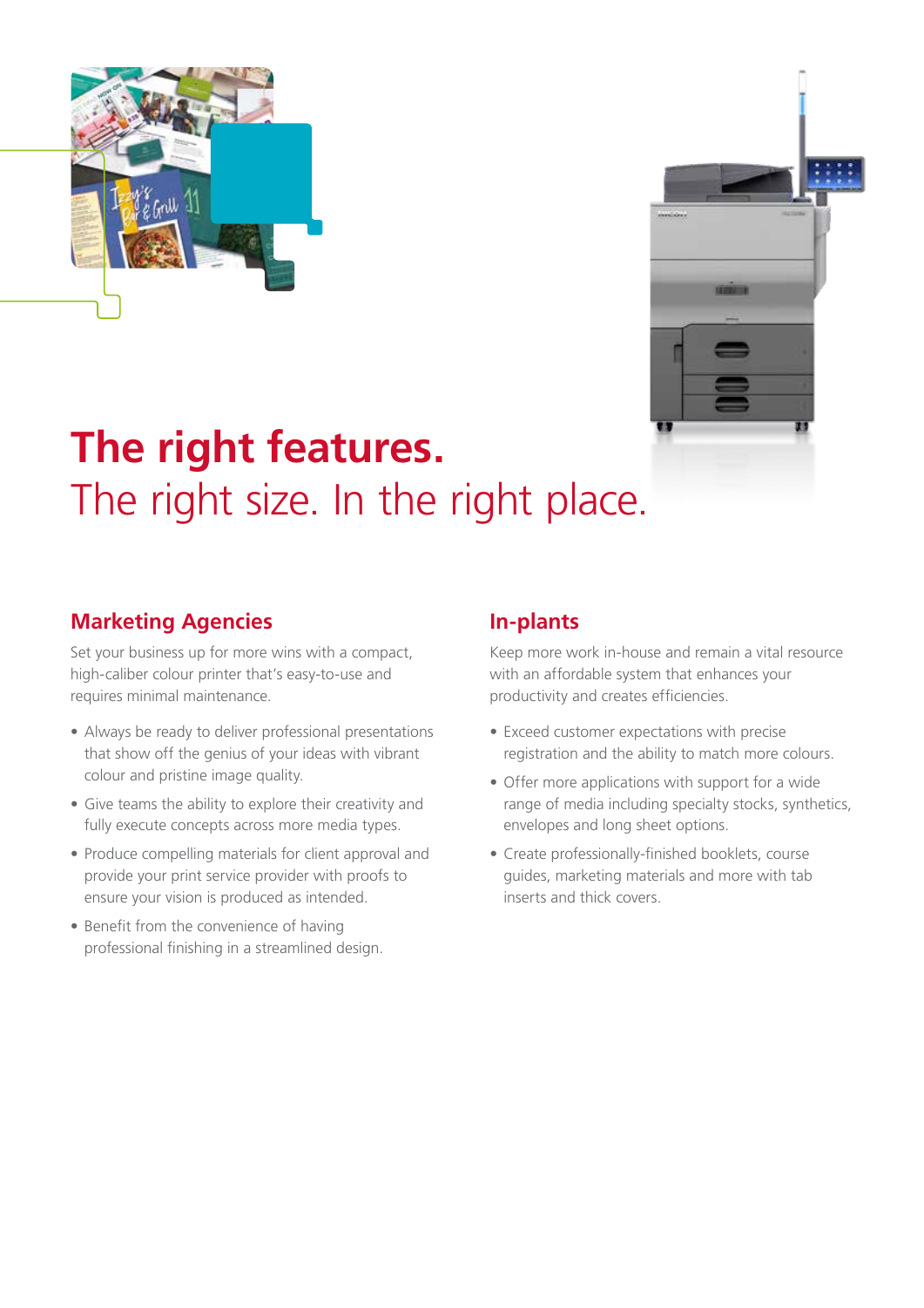# The right features.

The right size. In the right place.

## Marketing Agencies

Set your business up for more wins with a compact, high-caliber colour printer that's easy-to-use and requires minimal maintenance.

- Always be ready to deliver professional presentations that show off the genius of your ideas with vibrant colour and pristine image quality.
- Give teams the ability to explore their creativity and fully execute concepts across more media types.
- Produce compelling materials for client approval and provide your print service provider with proofs to ensure your vision is produced as intended.
- Benefit from the convenience of having professional finishing in a streamlined design.

## In-plants

Keep more work in-house and remain a vital resource with an affordable system that enhances your productivity and creates efficiencies.

- Exceed customer expectations with precise registration and the ability to match more colours.
- Offer more applications with support for a wide range of media including specialty stocks, synthetics, envelopes and long sheet options.
- Create professionally-finished booklets, course guides, marketing materials and more with tab inserts and thick covers.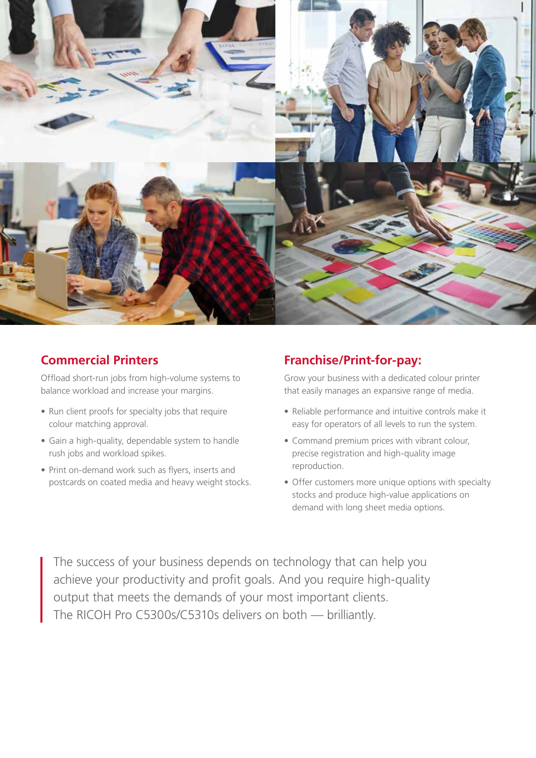## Commercial Printers

Offload short-run jobs from high-volume systems to balance workload and increase your margins.

- Run client proofs for specialty jobs that require colour matching approval.
- Gain a high-quality, dependable system to handle rush jobs and workload spikes.
- Print on-demand work such as flyers, inserts and postcards on coated media and heavy weight stocks.

## Franchise/Print-for-pay:

Grow your business with a dedicated colour printer that easily manages an expansive range of media.

- Reliable performance and intuitive controls make it easy for operators of all levels to run the system.
- Command premium prices with vibrant colour, precise registration and high-quality image reproduction.
- Offer customers more unique options with specialty stocks and produce high-value applications on demand with long sheet media options.

> The success of your business depends on technology that can help you achieve your productivity and profit goals. And you require high-quality output that meets the demands of your most important clients. The RICOH Pro C5300s/C5310s delivers on both — brilliantly.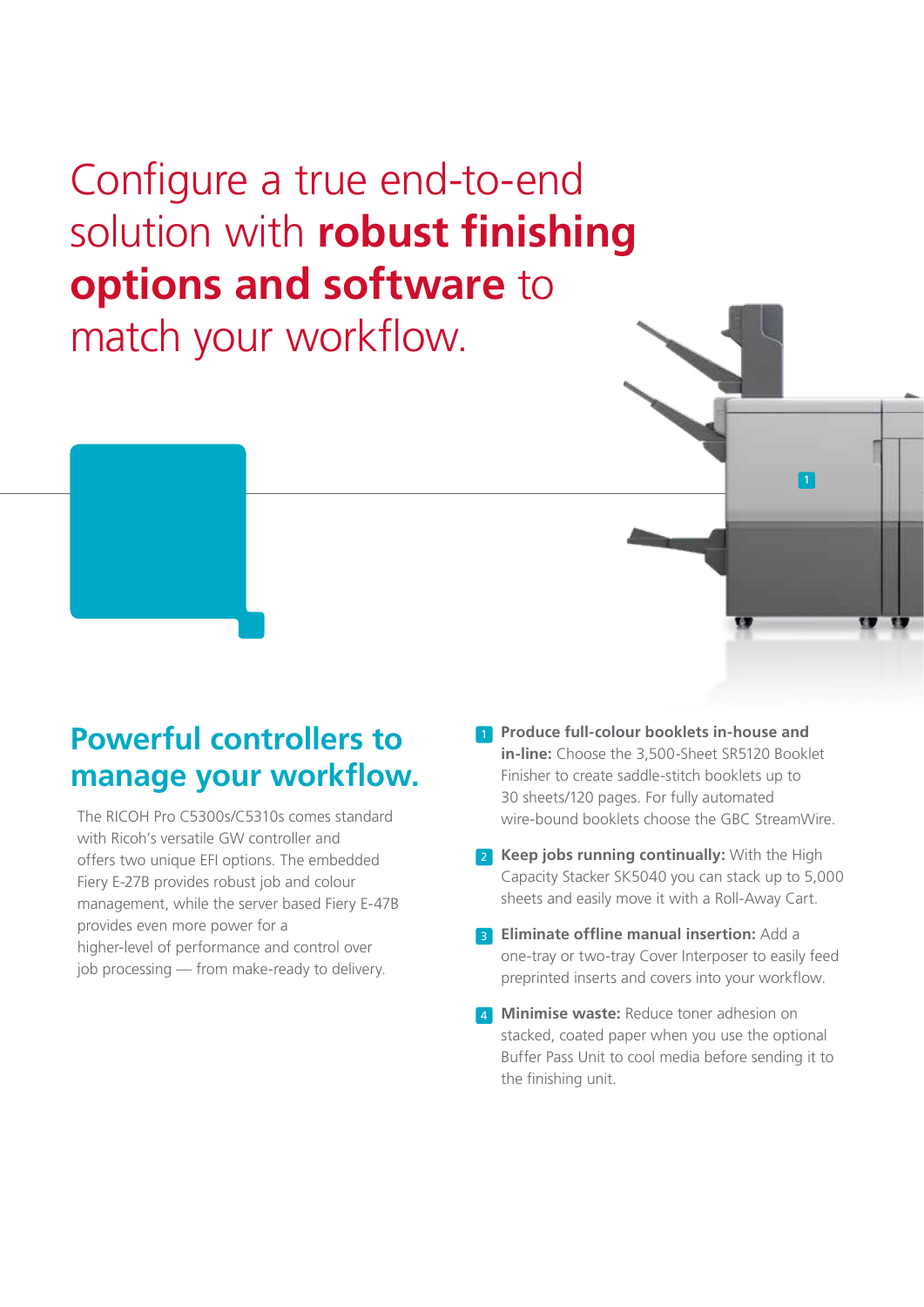# Configure a true end-to-end solution with **robust finishing options and software** to match your workflow.

## Powerful controllers to manage your workflow.

The RICOH Pro C5300s/C5310s comes standard with Ricoh's versatile GW controller and offers two unique EFI options. The embedded Fiery E-27B provides robust job and colour management, while the server based Fiery E-47B provides even more power for a higher-level of performance and control over job processing — from make-ready to delivery.

1. **Produce full-colour booklets in-house and in-line:** Choose the 3,500-Sheet SR5120 Booklet Finisher to create saddle-stitch booklets up to 30 sheets/120 pages. For fully automated wire-bound booklets choose the GBC StreamWire.
2. **Keep jobs running continually:** With the High Capacity Stacker SK5040 you can stack up to 5,000 sheets and easily move it with a Roll-Away Cart.
3. **Eliminate offline manual insertion:** Add a one-tray or two-tray Cover Interposer to easily feed preprinted inserts and covers into your workflow.
4. **Minimise waste:** Reduce toner adhesion on stacked, coated paper when you use the optional Buffer Pass Unit to cool media before sending it to the finishing unit.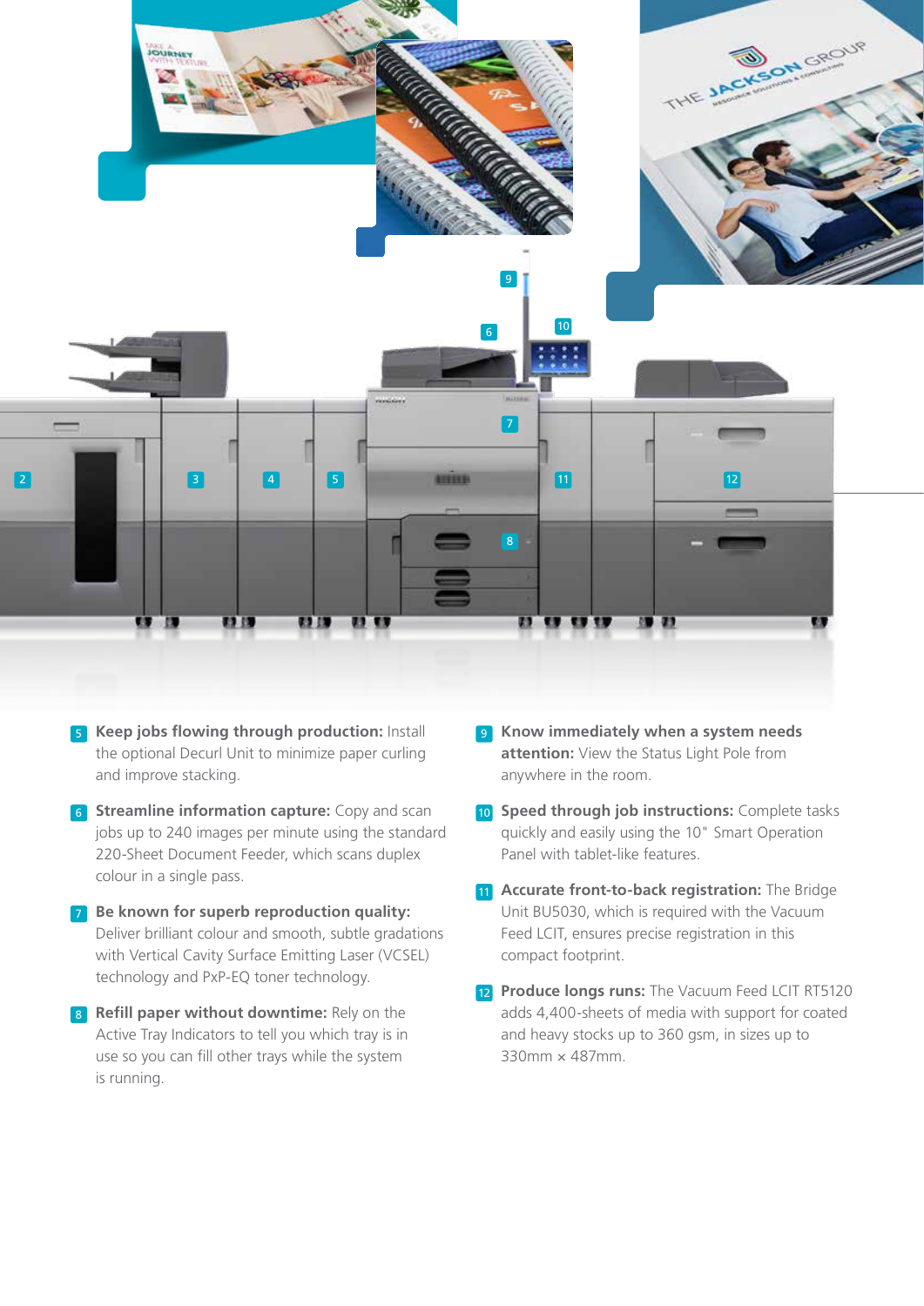**5 Keep jobs flowing through production:** Install the optional Decurl Unit to minimize paper curling and improve stacking.

**6 Streamline information capture:** Copy and scan jobs up to 240 images per minute using the standard 220-Sheet Document Feeder, which scans duplex colour in a single pass.

**7 Be known for superb reproduction quality:** Deliver brilliant colour and smooth, subtle gradations with Vertical Cavity Surface Emitting Laser (VCSEL) technology and PxP-EQ toner technology.

**8 Refill paper without downtime:** Rely on the Active Tray Indicators to tell you which tray is in use so you can fill other trays while the system is running.

**9 Know immediately when a system needs attention:** View the Status Light Pole from anywhere in the room.

**10 Speed through job instructions:** Complete tasks quickly and easily using the 10" Smart Operation Panel with tablet-like features.

**11 Accurate front-to-back registration:** The Bridge Unit BU5030, which is required with the Vacuum Feed LCIT, ensures precise registration in this compact footprint.

**12 Produce longs runs:** The Vacuum Feed LCIT RT5120 adds 4,400-sheets of media with support for coated and heavy stocks up to 360 gsm, in sizes up to 330mm × 487mm.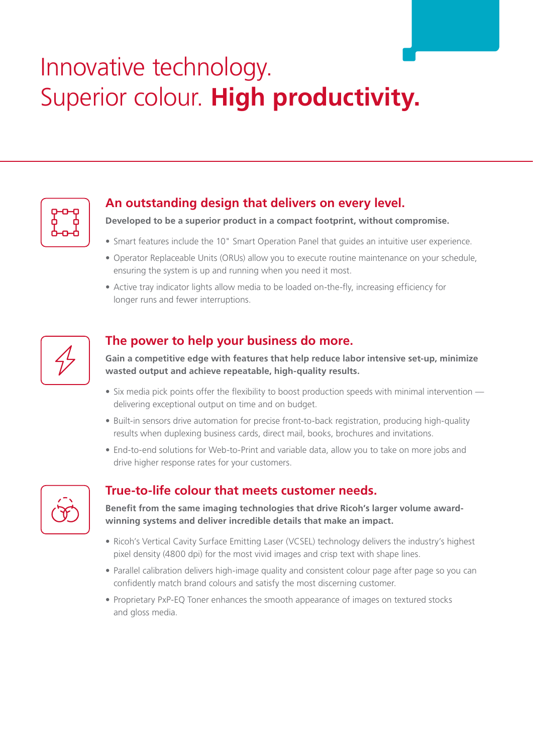# Innovative technology. Superior colour. **High productivity.**

## An outstanding design that delivers on every level.

**Developed to be a superior product in a compact footprint, without compromise.**

- Smart features include the 10" Smart Operation Panel that guides an intuitive user experience.
- Operator Replaceable Units (ORUs) allow you to execute routine maintenance on your schedule, ensuring the system is up and running when you need it most.
- Active tray indicator lights allow media to be loaded on-the-fly, increasing efficiency for longer runs and fewer interruptions.

## The power to help your business do more.

**Gain a competitive edge with features that help reduce labor intensive set-up, minimize wasted output and achieve repeatable, high-quality results.**

- Six media pick points offer the flexibility to boost production speeds with minimal intervention — delivering exceptional output on time and on budget.
- Built-in sensors drive automation for precise front-to-back registration, producing high-quality results when duplexing business cards, direct mail, books, brochures and invitations.
- End-to-end solutions for Web-to-Print and variable data, allow you to take on more jobs and drive higher response rates for your customers.

## True-to-life colour that meets customer needs.

**Benefit from the same imaging technologies that drive Ricoh's larger volume award-winning systems and deliver incredible details that make an impact.**

- Ricoh's Vertical Cavity Surface Emitting Laser (VCSEL) technology delivers the industry's highest pixel density (4800 dpi) for the most vivid images and crisp text with shape lines.
- Parallel calibration delivers high-image quality and consistent colour page after page so you can confidently match brand colours and satisfy the most discerning customer.
- Proprietary PxP-EQ Toner enhances the smooth appearance of images on textured stocks and gloss media.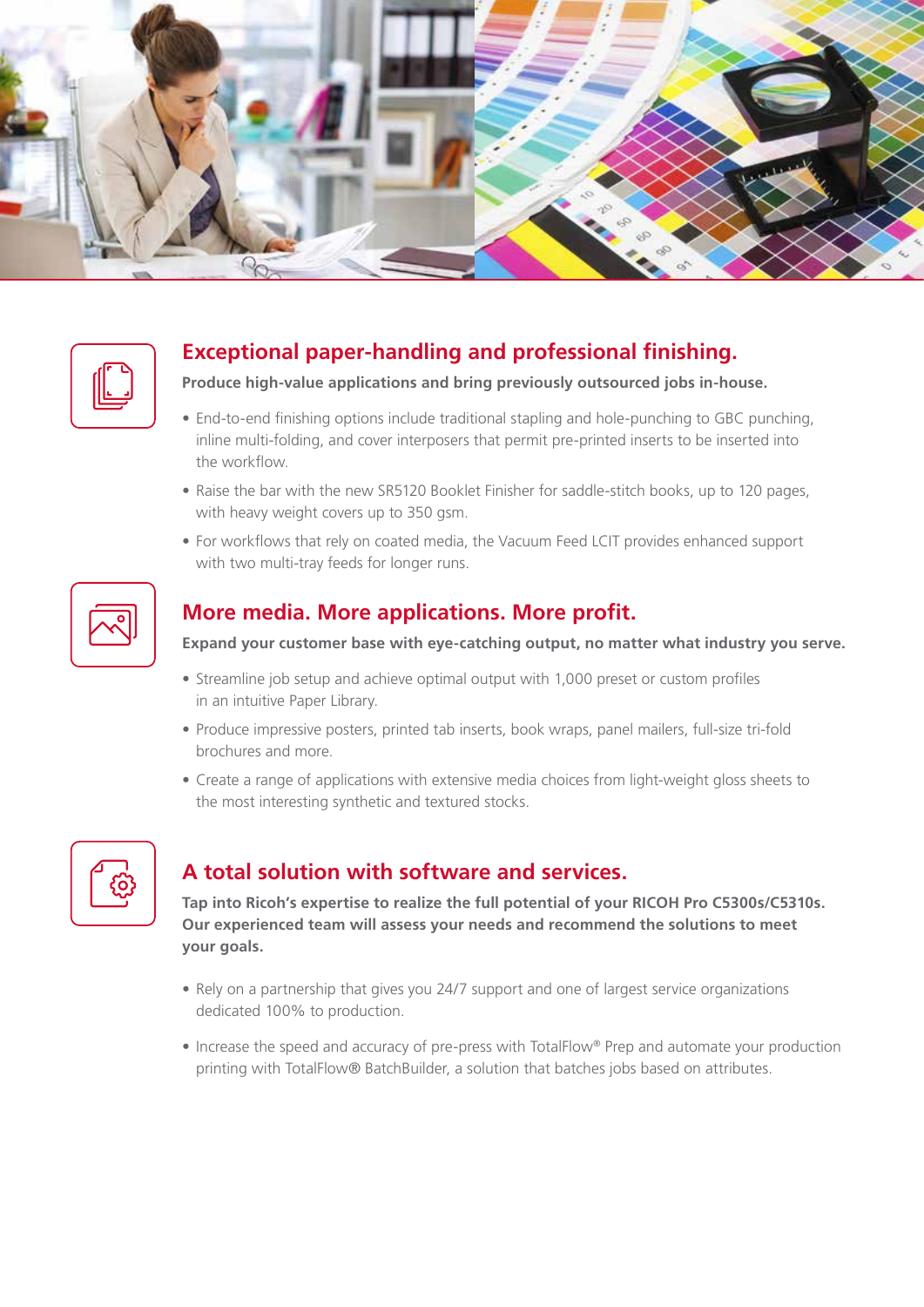## Exceptional paper-handling and professional finishing.

**Produce high-value applications and bring previously outsourced jobs in-house.**

- End-to-end finishing options include traditional stapling and hole-punching to GBC punching, inline multi-folding, and cover interposers that permit pre-printed inserts to be inserted into the workflow.
- Raise the bar with the new SR5120 Booklet Finisher for saddle-stitch books, up to 120 pages, with heavy weight covers up to 350 gsm.
- For workflows that rely on coated media, the Vacuum Feed LCIT provides enhanced support with two multi-tray feeds for longer runs.

## More media. More applications. More profit.

**Expand your customer base with eye-catching output, no matter what industry you serve.**

- Streamline job setup and achieve optimal output with 1,000 preset or custom profiles in an intuitive Paper Library.
- Produce impressive posters, printed tab inserts, book wraps, panel mailers, full-size tri-fold brochures and more.
- Create a range of applications with extensive media choices from light-weight gloss sheets to the most interesting synthetic and textured stocks.

## A total solution with software and services.

**Tap into Ricoh's expertise to realize the full potential of your RICOH Pro C5300s/C5310s. Our experienced team will assess your needs and recommend the solutions to meet your goals.**

- Rely on a partnership that gives you 24/7 support and one of largest service organizations dedicated 100% to production.
- Increase the speed and accuracy of pre-press with TotalFlow® Prep and automate your production printing with TotalFlow® BatchBuilder, a solution that batches jobs based on attributes.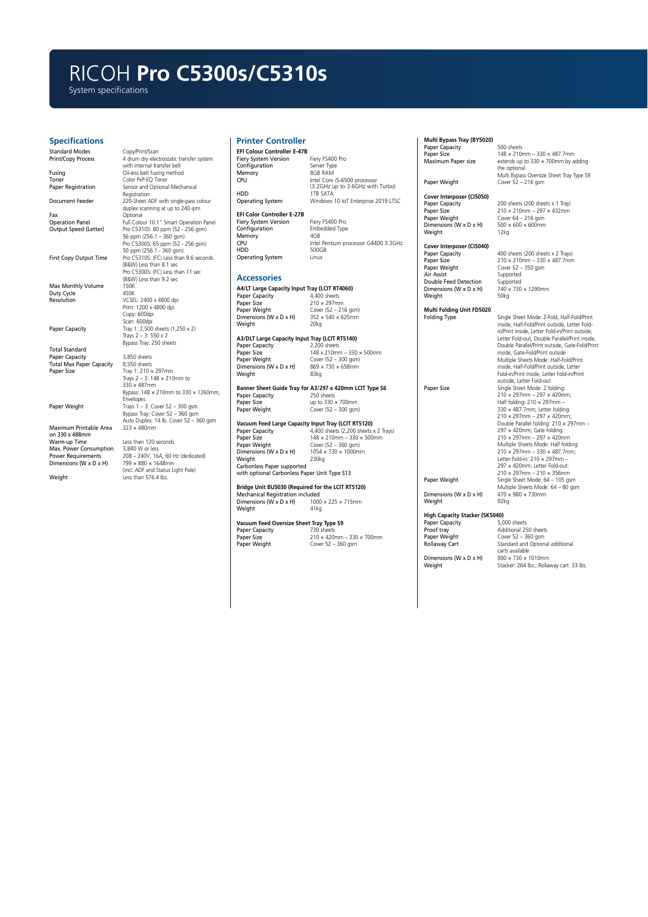# RICOH **Pro C5300s/C5310s**

System specifications

## Specifications

| | |
|---|---|
| Standard Modes | Copy/Print/Scan |
| Print/Copy Process | 4 drum dry electrostatic transfer system with internal transfer belt |
| Fusing | Oil-less belt fusing method |
| Toner | Color PxP-EQ Toner |
| Paper Registration | Sensor and Optional Mechanical Registration |
| Document Feeder | 220-Sheet ADF with single-pass colour duplex scanning at up to 240 ipm |
| Fax | Optional |
| Operation Panel | Full Colour 10.1" Smart Operation Panel |
| Output Speed (Letter) | Pro C5310S: 80 ppm (52 - 256 gsm)<br>56 ppm (256.1 – 360 gsm)<br>Pro C5300S: 65 ppm (52 - 256 gsm)<br>50 ppm (256.1 - 360 gsm) |
| First Copy Output Time | Pro C5310S: (FC) Less than 9.6 seconds<br>(B&W) Less than 8.1 sec<br>Pro C5300S: (FC) Less than 11 sec<br>(B&W) Less than 9.2 sec |
| Max Monthly Volume | 150K |
| Duty Cycle | 450K |
| Resolution | VCSEL: 2400 x 4800 dpi<br>Print: 1200 x 4800 dpi<br>Copy: 600dpi<br>Scan: 600dpi |
| Paper Capacity | Tray 1: 2,500 sheets (1,250 x 2)<br>Trays 2 – 3: 550 x 2<br>Bypass Tray: 250 sheets |
| Total Standard Paper Capacity | 3,850 sheets |
| Total Max Paper Capacity | 8,550 sheets |
| Paper Size | Tray 1: 210 x 297mm<br>Trays 2 – 3: 148 x 210mm to 330 x 487mm<br>Bypass: 148 x 210mm to 330 x 1260mm, Envelopes |
| Paper Weight | Trays 1 – 3: Cover 52 – 300 gsm<br>Bypass Tray: Cover 52 – 360 gsm<br>Auto Duplex: 14 lb. Cover 52 – 360 gsm |
| Maximum Printable Area on 330 x 488mm | 323 x 480mm |
| Warm-up Time | Less than 120 seconds |
| Max. Power Consumption | 3,840 W or less |
| Power Requirements | 208 – 240V, 16A, 60 Hz (dedicated) |
| Dimensions (W x D x H) | 799 x 880 x 1648mm (incl. ADF and Status Light Pole) |
| Weight | Less than 576.4 lbs. |

## Printer Controller

**EFI Colour Controller E-47B**

| | |
|---|---|
| Fiery System Version | Fiery FS400 Pro |
| Configuration | Server Type |
| Memory | 8GB RAM |
| CPU | Intel Core i5-6500 processor (3.2GHz up to 3.6GHz with Turbo) |
| HDD | 1TB SATA |
| Operating System | Windows 10 IoT Enterprise 2019 LTSC |

**EFI Color Controller E-27B**

| | |
|---|---|
| Fiery System Version | Fiery FS400 Pro |
| Configuration | Embedded Type |
| Memory | 4GB |
| CPU | Intel Pentium processor G4400 3.3GHz |
| HDD | 500GB |
| Operating System | Linux |

## Accessories

**A4/LT Large Capacity Input Tray (LCIT RT4060)**

| | |
|---|---|
| Paper Capacity | 4,400 sheets |
| Paper Size | 210 x 297mm |
| Paper Weight | Cover (52 – 216 gsm) |
| Dimensions (W x D x H) | 352 x 540 x 625mm |
| Weight | 20kg |

**A3/DLT Large Capacity Input Tray (LCIT RT5140)**

| | |
|---|---|
| Paper Capacity | 2,200 sheets |
| Paper Size | 148 x 210mm – 330 x 500mm |
| Paper Weight | Cover (52 – 300 gsm) |
| Dimensions (W x D x H) | 869 x 730 x 658mm |
| Weight | 83kg |

**Banner Sheet Guide Tray for A3/297 x 420mm LCIT Type S6**

| | |
|---|---|
| Paper Capacity | 250 sheets |
| Paper Size | up to 330 x 700mm |
| Paper Weight | Cover (52 – 300 gsm) |

**Vacuum Feed Large Capacity Input Tray (LCIT RT5120)**

| | |
|---|---|
| Paper Capacity | 4,400 sheets (2,200 sheets x 2 Trays) |
| Paper Size | 148 x 210mm – 330 x 700mm |
| Paper Weight | Cover (52 – 360 gsm) |
| Dimensions (W x D x H) | 1054 x 730 x 1000mm |
| Weight | 230kg |

Carbonless Paper supported with optional Carbonless Paper Unit Type S13

**Bridge Unit BU5030 (Required for the LCIT RT5120)**

Mechanical Registration included

| | |
|---|---|
| Dimensions (W x D x H) | 1000 x 225 x 715mm |
| Weight | 41kg |

**Vacuum Feed Oversize Sheet Tray Type S9**

| | |
|---|---|
| Paper Capacity | 730 sheets |
| Paper Size | 210 x 420mm – 330 x 700mm |
| Paper Weight | Cover 52 – 360 gsm |

**Multi Bypass Tray (BY5020)**

| | |
|---|---|
| Paper Capacity | 500 sheets |
| Paper Size | 148 x 210mm – 330 x 487.7mm |
| Maximum Paper size | extends up to 330 x 700mm by adding the optional Multi Bypass Oversize Sheet Tray Type S9 |
| Paper Weight | Cover 52 – 216 gsm |

**Cover Interposer (CI5050)**

| | |
|---|---|
| Paper Capacity | 200 sheets (200 sheets x 1 Tray) |
| Paper Size | 210 x 210mm – 297 x 432mm |
| Paper Weight | Cover 64 – 216 gsm |
| Dimensions (W x D x H) | 500 x 600 x 600mm |
| Weight | 12kg |

**Cover Interposer (CI5040)**

| | |
|---|---|
| Paper Capacity | 400 sheets (200 sheets x 2 Trays) |
| Paper Size | 210 x 210mm – 330 x 487.7mm |
| Paper Weight | Cover 52 – 350 gsm |
| Air Assist | Supported |
| Double Feed Detection | Supported |
| Dimensions (W x D x H) | 740 x 730 x 1290mm |
| Weight | 50kg |

**Multi Folding Unit FD5020**

| | |
|---|---|
| Folding Type | Single Sheet Mode: Z-Fold, Half-Fold/Print inside, Half-Fold/Print outside, Letter Fold-in/Print inside, Letter Fold-in/Print outside, Letter Fold-out, Double Parallel/Print inside, Double Parallel/Print outside, Gate-Fold/Print inside, Gate-Fold/Print outside<br>Multiple Sheets Mode: Half-Fold/Print inside, Half-Fold/Print outside, Letter Fold-in/Print inside, Letter Fold-in/Print outside, Letter Fold-out |
| Paper Size | Single Sheet Mode: Z folding: 210 x 297mm – 297 x 420mm; Half folding: 210 x 297mm – 330 x 487.7mm; Letter folding: 210 x 297mm – 297 x 420mm; Double Parallel folding: 210 x 297mm – 297 x 420mm; Gate folding: 210 x 297mm – 297 x 420mm<br>Multiple Sheets Mode: Half folding: 210 x 297mm – 330 x 487.7mm; Letter Fold-in: 210 x 297mm – 297 x 420mm; Letter Fold-out: 210 x 297mm – 210 x 356mm |
| Paper Weight | Single Sheet Mode: 64 – 105 gsm<br>Multiple Sheets Mode: 64 – 80 gsm |
| Dimensions (W x D x H) | 470 x 980 x 730mm |
| Weight | 92kg |

**High Capacity Stacker (SK5040)**

| | |
|---|---|
| Paper Capacity | 5,000 sheets |
| Proof tray | Additional 250 sheets |
| Paper Weight | Cover 52 – 360 gsm |
| Rollaway Cart | Standard and Optional additional carts available |
| Dimensions (W x D x H) | 900 x 730 x 1010mm |
| Weight | Stacker: 264 lbs.; Rollaway cart: 33 lbs. |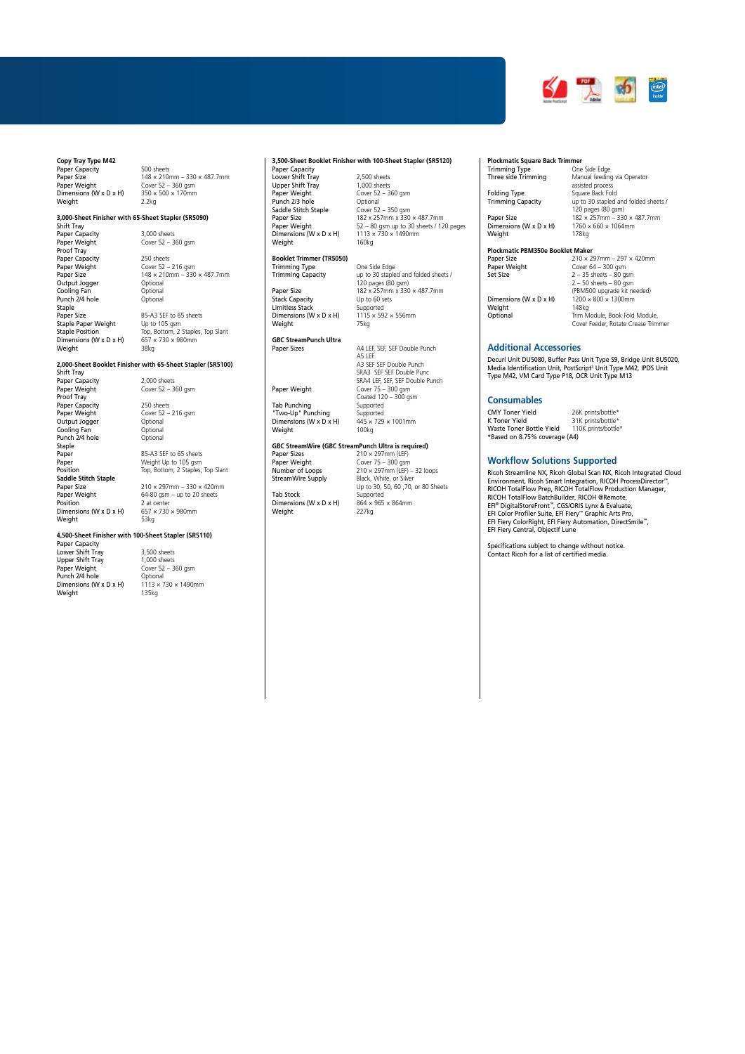**Copy Tray Type M42**

| | |
|---|---|
| Paper Capacity | 500 sheets |
| Paper Size | 148 × 210mm – 330 × 487.7mm |
| Paper Weight | Cover 52 – 360 gsm |
| Dimensions (W x D x H) | 350 × 500 × 170mm |
| Weight | 2.2kg |

**3,000-Sheet Finisher with 65-Sheet Stapler (SR5090)**

| | |
|---|---|
| Shift Tray | |
| Paper Capacity | 3,000 sheets |
| Paper Weight | Cover 52 – 360 gsm |
| Proof Tray | |
| Paper Capacity | 250 sheets |
| Paper Weight | Cover 52 – 216 gsm |
| Paper Size | 148 × 210mm – 330 × 487.7mm |
| Output Jogger | Optional |
| Cooling Fan | Optional |
| Punch 2/4 hole | Optional |
| Staple | |
| Paper Size | B5-A3 SEF to 65 sheets |
| Staple Paper Weight | Up to 105 gsm |
| Staple Position | Top, Bottom, 2 Staples, Top Slant |
| Dimensions (W x D x H) | 657 × 730 × 980mm |
| Weight | 38kg |

**2,000-Sheet Booklet Finisher with 65-Sheet Stapler (SR5100)**

| | |
|---|---|
| Shift Tray | |
| Paper Capacity | 2,000 sheets |
| Paper Weight | Cover 52 – 360 gsm |
| Proof Tray | |
| Paper Capacity | 250 sheets |
| Paper Weight | Cover 52 – 216 gsm |
| Output Jogger | Optional |
| Cooling Fan | Optional |
| Punch 2/4 hole | Optional |
| Staple | |
| Paper | B5-A3 SEF to 65 sheets |
| Paper | Weight Up to 105 gsm |
| Position | Top, Bottom, 2 Staples, Top Slant |
| **Saddle Stitch Staple** | |
| Paper Size | 210 × 297mm – 330 × 420mm |
| Paper Weight | 64-80 gsm – up to 20 sheets |
| Position | 2 at center |
| Dimensions (W x D x H) | 657 × 730 × 980mm |
| Weight | 53kg |

**4,500-Sheet Finisher with 100-Sheet Stapler (SR5110)**

| | |
|---|---|
| Paper Capacity | |
| Lower Shift Tray | 3,500 sheets |
| Upper Shift Tray | 1,000 sheets |
| Paper Weight | Cover 52 – 360 gsm |
| Punch 2/4 hole | Optional |
| Dimensions (W x D x H) | 1113 × 730 × 1490mm |
| Weight | 135kg |

**3,500-Sheet Booklet Finisher with 100-Sheet Stapler (SR5120)**

| | |
|---|---|
| Paper Capacity | |
| Lower Shift Tray | 2,500 sheets |
| Upper Shift Tray | 1,000 sheets |
| Paper Weight | Cover 52 – 360 gsm |
| Punch 2/3 hole | Optional |
| Saddle Stitch Staple | Cover 52 – 350 gsm |
| Paper Size | 182 x 257mm x 330 x 487.7mm |
| Paper Weight | 52 – 80 gsm up to 30 sheets / 120 pages |
| Dimensions (W x D x H) | 1113 × 730 × 1490mm |
| Weight | 160kg |

**Booklet Trimmer (TR5050)**

| | |
|---|---|
| Trimming Type | One Side Edge |
| Trimming Capacity | up to 30 stapled and folded sheets / 120 pages (80 gsm) |
| Paper Size | 182 x 257mm x 330 x 487.7mm |
| Stack Capacity | Up to 60 sets |
| Limitless Stack | Supported |
| Dimensions (W x D x H) | 1115 × 592 × 556mm |
| Weight | 75kg |

**GBC StreamPunch Ultra**

| | |
|---|---|
| Paper Sizes | A4 LEF, SEF, SEF Double Punch<br>A5 LEF<br>A3 SEF SEF Double Punch<br>SRA3 SEF SEF Double Punc<br>SRA4 LEF, SEF, SEF Double Punch |
| Paper Weight | Cover 75 – 300 gsm<br>Coated 120 – 300 gsm |
| Tab Punching | Supported |
| *Two-Up* Punching | Supported |
| Dimensions (W x D x H) | 445 × 729 × 1001mm |
| Weight | 100kg |

**GBC StreamWire (GBC StreamPunch Ultra is required)**

| | |
|---|---|
| Paper Sizes | 210 × 297mm (LEF) |
| Paper Weight | Cover 75 – 300 gsm |
| Number of Loops | 210 × 297mm (LEF) – 32 loops |
| StreamWire Supply | Black, White, or Silver<br>Up to 30, 50, 60 ,70, or 80 Sheets |
| Tab Stock | Supported |
| Dimensions (W x D x H) | 864 × 965 × 864mm |
| Weight | 227kg |

**Plockmatic Square Back Trimmer**

| | |
|---|---|
| Trimming Type | One Side Edge |
| Three side Trimming | Manual feeding via Operator assisted process |
| Folding Type | Square Back Fold |
| Trimming Capacity | up to 30 stapled and folded sheets / 120 pages (80 gsm) |
| Paper Size | 182 x 257mm – 330 x 487.7mm |
| Dimensions (W x D x H) | 1760 × 660 × 1064mm |
| Weight | 178kg |

**Plockmatic PBM350e Booklet Maker**

| | |
|---|---|
| Paper Size | 210 × 297mm – 297 × 420mm |
| Paper Weight | Cover 64 – 300 gsm |
| Set Size | 2 – 35 sheets – 80 gsm<br>2 – 50 sheets – 80 gsm<br>(PBM500 upgrade kit needed) |
| Dimensions (W x D x H) | 1200 × 800 × 1300mm |
| Weight | 148kg |
| Optional | Trim Module, Book Fold Module, Cover Feeder, Rotate Crease Trimmer |

## Additional Accessories

Decurl Unit DU5080, Buffer Pass Unit Type S9, Bridge Unit BU5020, Media Identification Unit, PostScript[3] Unit Type M42, IPDS Unit Type M42, VM Card Type P18, OCR Unit Type M13

## Consumables

| | |
|---|---|
| CMY Toner Yield | 26K prints/bottle* |
| K Toner Yield | 31K prints/bottle* |
| Waste Toner Bottle Yield | 110K prints/bottle* |

*Based on 8.75% coverage (A4)

## Workflow Solutions Supported

Ricoh Streamline NX, Ricoh Global Scan NX, Ricoh Integrated Cloud Environment, Ricoh Smart Integration, RICOH ProcessDirector™, RICOH TotalFlow Prep, RICOH TotalFlow Production Manager, RICOH TotalFlow BatchBuilder, RICOH @Remote, EFI® DigitalStoreFront™, CGS/ORIS Lynx & Evaluate, EFI Color Profiler Suite, EFI Fiery™ Graphic Arts Pro, EFI Fiery ColorRight, EFI Fiery Automation, DirectSmile™, EFI Fiery Central, Objectif Lune

Specifications subject to change without notice.
Contact Ricoh for a list of certified media.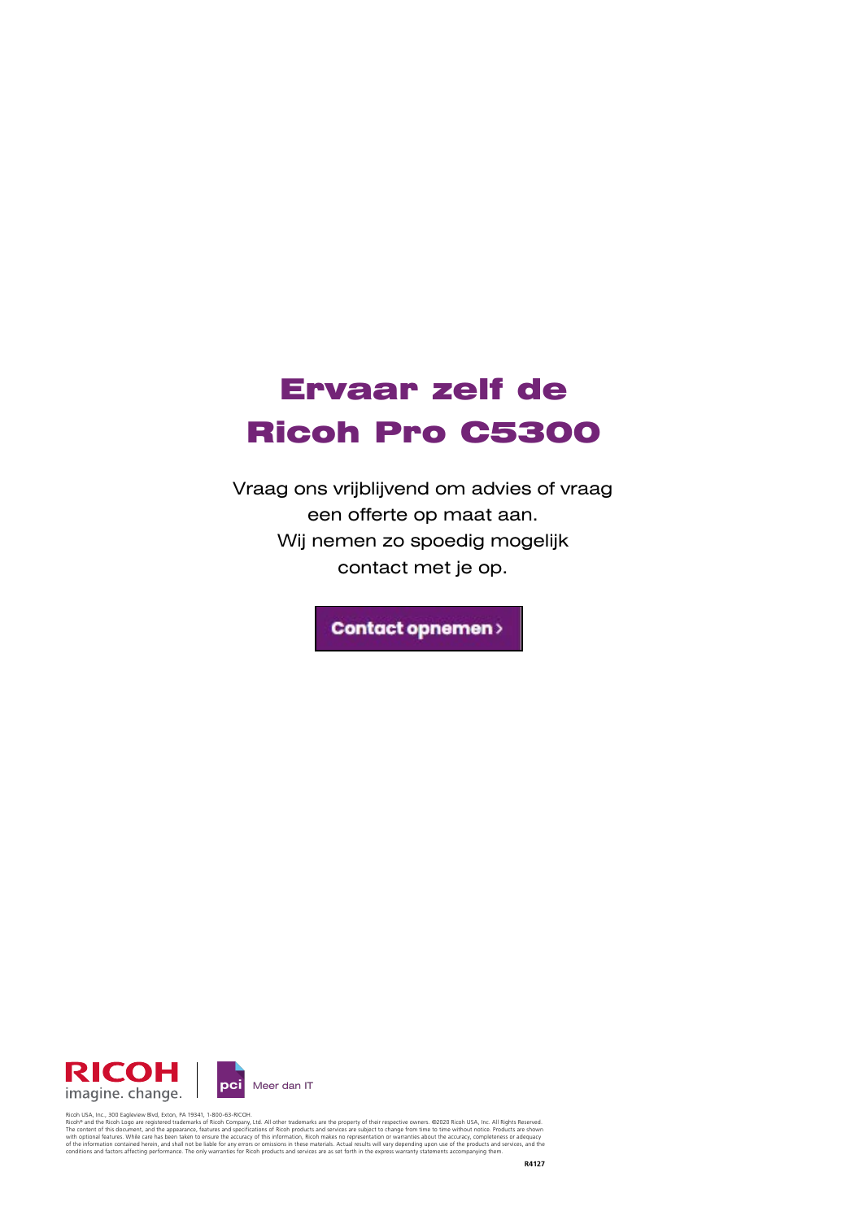# Ervaar zelf de Ricoh Pro C5300

Vraag ons vrijblijvend om advies of vraag een offerte op maat aan. Wij nemen zo spoedig mogelijk contact met je op.

**Contact opnemen >**

RICOH imagine. change.

pci Meer dan IT

Ricoh USA, Inc., 300 Eagleview Blvd, Exton, PA 19341, 1-800-63-RICOH.
Ricoh® and the Ricoh Logo are registered trademarks of Ricoh Company, Ltd. All other trademarks are the property of their respective owners. ©2020 Ricoh USA, Inc. All Rights Reserved. The content of this document, and the appearance, features and specifications of Ricoh products and services are subject to change from time to time without notice. Products are shown with optional features. While care has been taken to ensure the accuracy of this information, Ricoh makes no representation or warranties about the accuracy, completeness or adequacy of the information contained herein, and shall not be liable for any errors or omissions in these materials. Actual results will vary depending upon use of the products and services, and the conditions and factors affecting performance. The only warranties for Ricoh products and services are as set forth in the express warranty statements accompanying them.

R4127